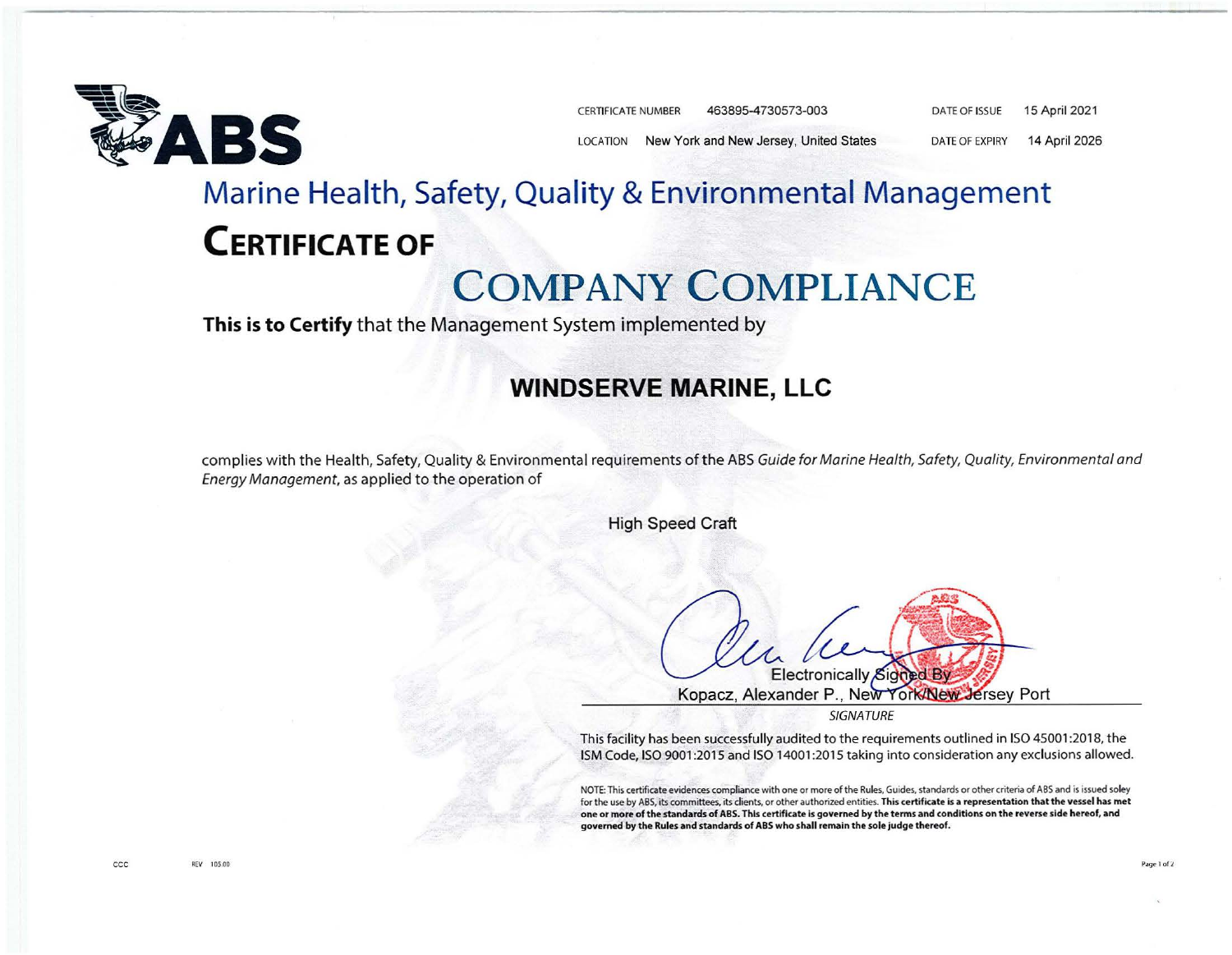ABS

| | | | |
|---|---|---|---|
| CERTIFICATE NUMBER | 463895-4730573-003 | DATE OF ISSUE | 15 April 2021 |
| LOCATION | New York and New Jersey, United States | DATE OF EXPIRY | 14 April 2026 |

# Marine Health, Safety, Quality & Environmental Management

# CERTIFICATE OF COMPANY COMPLIANCE

**This is to Certify** that the Management System implemented by

## WINDSERVE MARINE, LLC

complies with the Health, Safety, Quality & Environmental requirements of the ABS *Guide for Marine Health, Safety, Quality, Environmental and Energy Management*, as applied to the operation of

High Speed Craft

Electronically Signed By
Kopacz, Alexander P., New York/New Jersey Port

*SIGNATURE*

This facility has been successfully audited to the requirements outlined in ISO 45001:2018, the ISM Code, ISO 9001:2015 and ISO 14001:2015 taking into consideration any exclusions allowed.

NOTE: This certificate evidences compliance with one or more of the Rules, Guides, standards or other criteria of ABS and is issued soley for the use by ABS, its committees, its clients, or other authorized entities. **This certificate is a representation that the vessel has met one or more of the standards of ABS. This certificate is governed by the terms and conditions on the reverse side hereof, and governed by the Rules and standards of ABS who shall remain the sole judge thereof.**

CCC REV 105.00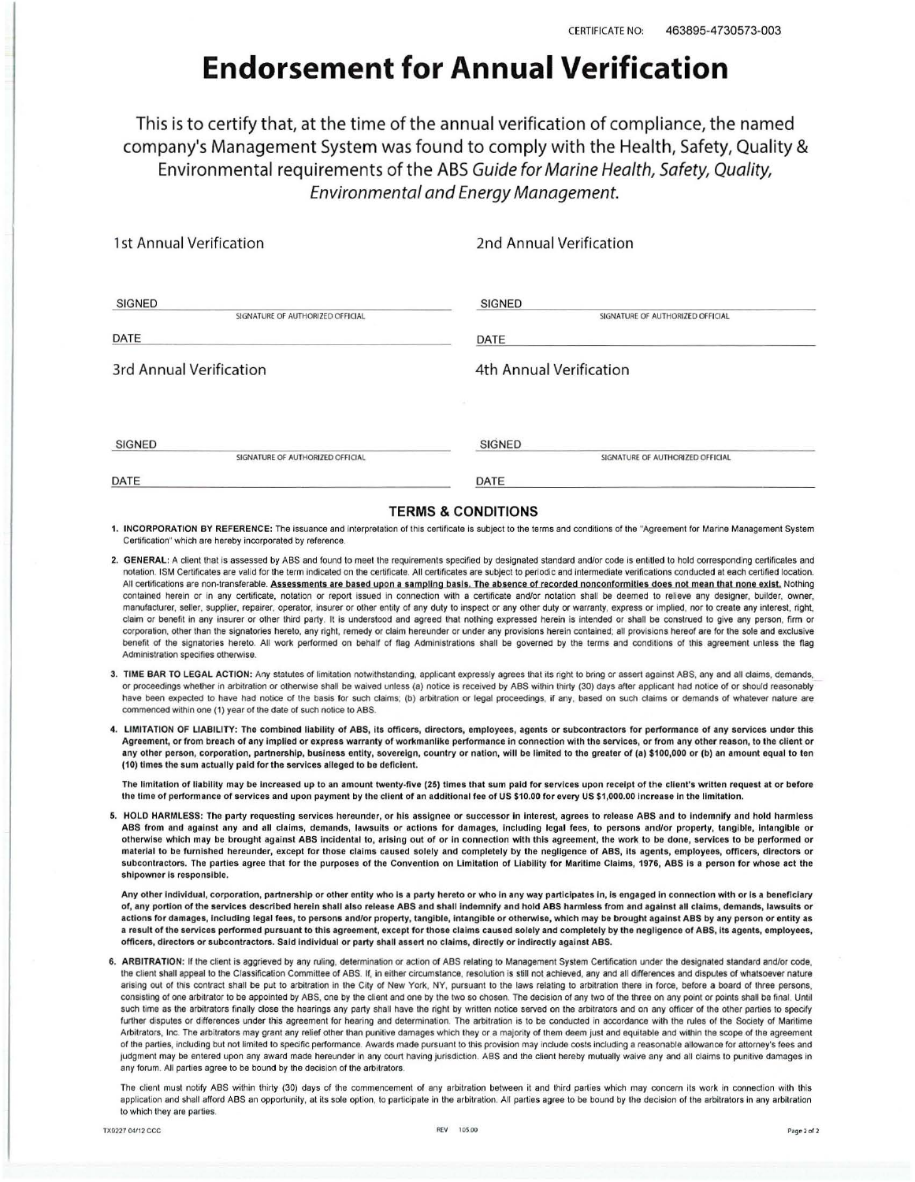CERTIFICATE NO: 463895-4730573-003

# Endorsement for Annual Verification

This is to certify that, at the time of the annual verification of compliance, the named company's Management System was found to comply with the Health, Safety, Quality & Environmental requirements of the ABS *Guide for Marine Health, Safety, Quality, Environmental and Energy Management.*

## 1st Annual Verification

SIGNED ______________________________
SIGNATURE OF AUTHORIZED OFFICIAL

DATE ______________________________

## 2nd Annual Verification

SIGNED ______________________________
SIGNATURE OF AUTHORIZED OFFICIAL

DATE ______________________________

## 3rd Annual Verification

SIGNED ______________________________
SIGNATURE OF AUTHORIZED OFFICIAL

DATE ______________________________

## 4th Annual Verification

SIGNED ______________________________
SIGNATURE OF AUTHORIZED OFFICIAL

DATE ______________________________

## TERMS & CONDITIONS

1. **INCORPORATION BY REFERENCE:** The issuance and interpretation of this certificate is subject to the terms and conditions of the "Agreement for Marine Management System Certification" which are hereby incorporated by reference.

2. **GENERAL:** A client that is assessed by ABS and found to meet the requirements specified by designated standard and/or code is entitled to hold corresponding certificates and notation. ISM Certificates are valid for the term indicated on the certificate. All certificates are subject to periodic and intermediate verifications conducted at each certified location. All certifications are non-transferable. **Assessments are based upon a sampling basis. The absence of recorded nonconformities does not mean that none exist.** Nothing contained herein or in any certificate, notation or report issued in connection with a certificate and/or notation shall be deemed to relieve any designer, builder, owner, manufacturer, seller, supplier, repairer, operator, insurer or other entity of any duty to inspect or any other duty or warranty, express or implied, nor to create any interest, right, claim or benefit in any insurer or other third party. It is understood and agreed that nothing expressed herein is intended or shall be construed to give any person, firm or corporation, other than the signatories hereto, any right, remedy or claim hereunder or under any provisions herein contained; all provisions hereof are for the sole and exclusive benefit of the signatories hereto. All work performed on behalf of flag Administrations shall be governed by the terms and conditions of this agreement unless the flag Administration specifies otherwise.

3. **TIME BAR TO LEGAL ACTION:** Any statutes of limitation notwithstanding, applicant expressly agrees that its right to bring or assert against ABS, any and all claims, demands, or proceedings whether in arbitration or otherwise shall be waived unless (a) notice is received by ABS within thirty (30) days after applicant had notice of or should reasonably have been expected to have had notice of the basis for such claims; (b) arbitration or legal proceedings, if any, based on such claims or demands of whatever nature are commenced within one (1) year of the date of such notice to ABS.

4. **LIMITATION OF LIABILITY: The combined liability of ABS, its officers, directors, employees, agents or subcontractors for performance of any services under this Agreement, or from breach of any implied or express warranty of workmanlike performance in connection with the services, or from any other reason, to the client or any other person, corporation, partnership, business entity, sovereign, country or nation, will be limited to the greater of (a) $100,000 or (b) an amount equal to ten (10) times the sum actually paid for the services alleged to be deficient.**

   **The limitation of liability may be increased up to an amount twenty-five (25) times that sum paid for services upon receipt of the client's written request at or before the time of performance of services and upon payment by the client of an additional fee of US $10.00 for every US $1,000.00 increase in the limitation.**

5. **HOLD HARMLESS: The party requesting services hereunder, or his assignee or successor in interest, agrees to release ABS and to indemnify and hold harmless ABS from and against any and all claims, demands, lawsuits or actions for damages, including legal fees, to persons and/or property, tangible, intangible or otherwise which may be brought against ABS incidental to, arising out of or in connection with this agreement, the work to be done, services to be performed or material to be furnished hereunder, except for those claims caused solely and completely by the negligence of ABS, its agents, employees, officers, directors or subcontractors. The parties agree that for the purposes of the Convention on Limitation of Liability for Maritime Claims, 1976, ABS is a person for whose act the shipowner is responsible.**

   **Any other individual, corporation, partnership or other entity who is a party hereto or who in any way participates in, is engaged in connection with or is a beneficiary of, any portion of the services described herein shall also release ABS and shall indemnify and hold ABS harmless from and against all claims, demands, lawsuits or actions for damages, including legal fees, to persons and/or property, tangible, intangible or otherwise, which may be brought against ABS by any person or entity as a result of the services performed pursuant to this agreement, except for those claims caused solely and completely by the negligence of ABS, its agents, employees, officers, directors or subcontractors. Said individual or party shall assert no claims, directly or indirectly against ABS.**

6. **ARBITRATION:** If the client is aggrieved by any ruling, determination or action of ABS relating to Management System Certification under the designated standard and/or code, the client shall appeal to the Classification Committee of ABS. If, in either circumstance, resolution is still not achieved, any and all differences and disputes of whatsoever nature arising out of this contract shall be put to arbitration in the City of New York, NY, pursuant to the laws relating to arbitration there in force, before a board of three persons, consisting of one arbitrator to be appointed by ABS, one by the client and one by the two so chosen. The decision of any two of the three on any point or points shall be final. Until such time as the arbitrators finally close the hearings any party shall have the right by written notice served on the arbitrators and on any officer of the other parties to specify further disputes or differences under this agreement for hearing and determination. The arbitration is to be conducted in accordance with the rules of the Society of Maritime Arbitrators, Inc. The arbitrators may grant any relief other than punitive damages which they or a majority of them deem just and equitable and within the scope of the agreement of the parties, including but not limited to specific performance. Awards made pursuant to this provision may include costs including a reasonable allowance for attorney's fees and judgment may be entered upon any award made hereunder in any court having jurisdiction. ABS and the client hereby mutually waive any and all claims to punitive damages in any forum. All parties agree to be bound by the decision of the arbitrators.

   The client must notify ABS within thirty (30) days of the commencement of any arbitration between it and third parties which may concern its work in connection with this application and shall afford ABS an opportunity, at its sole option, to participate in the arbitration. All parties agree to be bound by the decision of the arbitrators in any arbitration to which they are parties.

TX9227 04/12 CCC REV 105.00